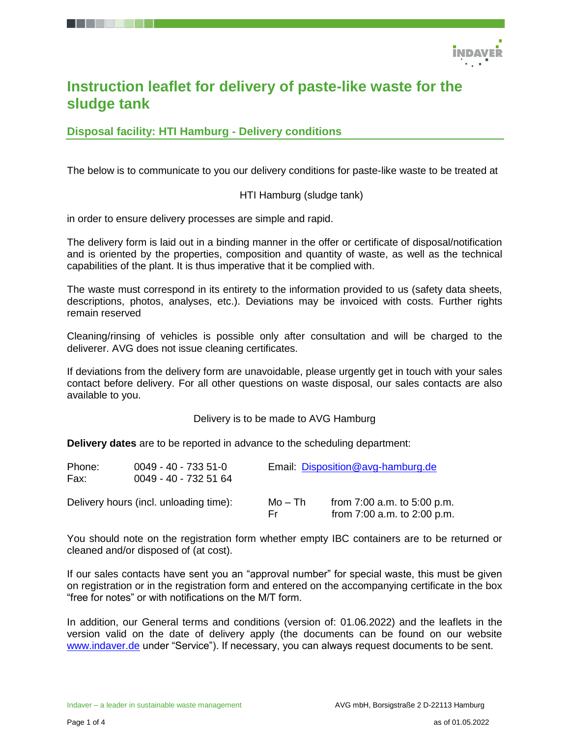# Instruction leaflet for delivery of paste-like waste for the sludge tank

## Disposal facility: HTI Hamburg - Delivery conditions

The below is to communicate to you our delivery conditions for paste-like waste to be treated at

HTI Hamburg (sludge tank)

in order to ensure delivery processes are simple and rapid.

The delivery form is laid out in a binding manner in the offer or certificate of disposal/notification and is oriented by the properties, composition and quantity of waste, as well as the technical capabilities of the plant. It is thus imperative that it be complied with.

The waste must correspond in its entirety to the information provided to us (safety data sheets, descriptions, photos, analyses, etc.). Deviations may be invoiced with costs. Further rights remain reserved

Cleaning/rinsing of vehicles is possible only after consultation and will be charged to the deliverer. AVG does not issue cleaning certificates.

If deviations from the delivery form are unavoidable, please urgently get in touch with your sales contact before delivery. For all other questions on waste disposal, our sales contacts are also available to you.

Delivery is to be made to AVG Hamburg

**Delivery dates** are to be reported in advance to the scheduling department:

Phone: 0049 - 40 - 733 51-0
Fax: 0049 - 40 - 732 51 64
Email: Disposition@avg-hamburg.de

Delivery hours (incl. unloading time):

| | |
|---|---|
| Mo – Th | from 7:00 a.m. to 5:00 p.m. |
| Fr | from 7:00 a.m. to 2:00 p.m. |

You should note on the registration form whether empty IBC containers are to be returned or cleaned and/or disposed of (at cost).

If our sales contacts have sent you an "approval number" for special waste, this must be given on registration or in the registration form and entered on the accompanying certificate in the box "free for notes" or with notifications on the M/T form.

In addition, our General terms and conditions (version of: 01.06.2022) and the leaflets in the version valid on the date of delivery apply (the documents can be found on our website www.indaver.de under "Service"). If necessary, you can always request documents to be sent.

Indaver – a leader in sustainable waste management

AVG mbH, Borsigstraße 2 D-22113 Hamburg

as of 01.05.2022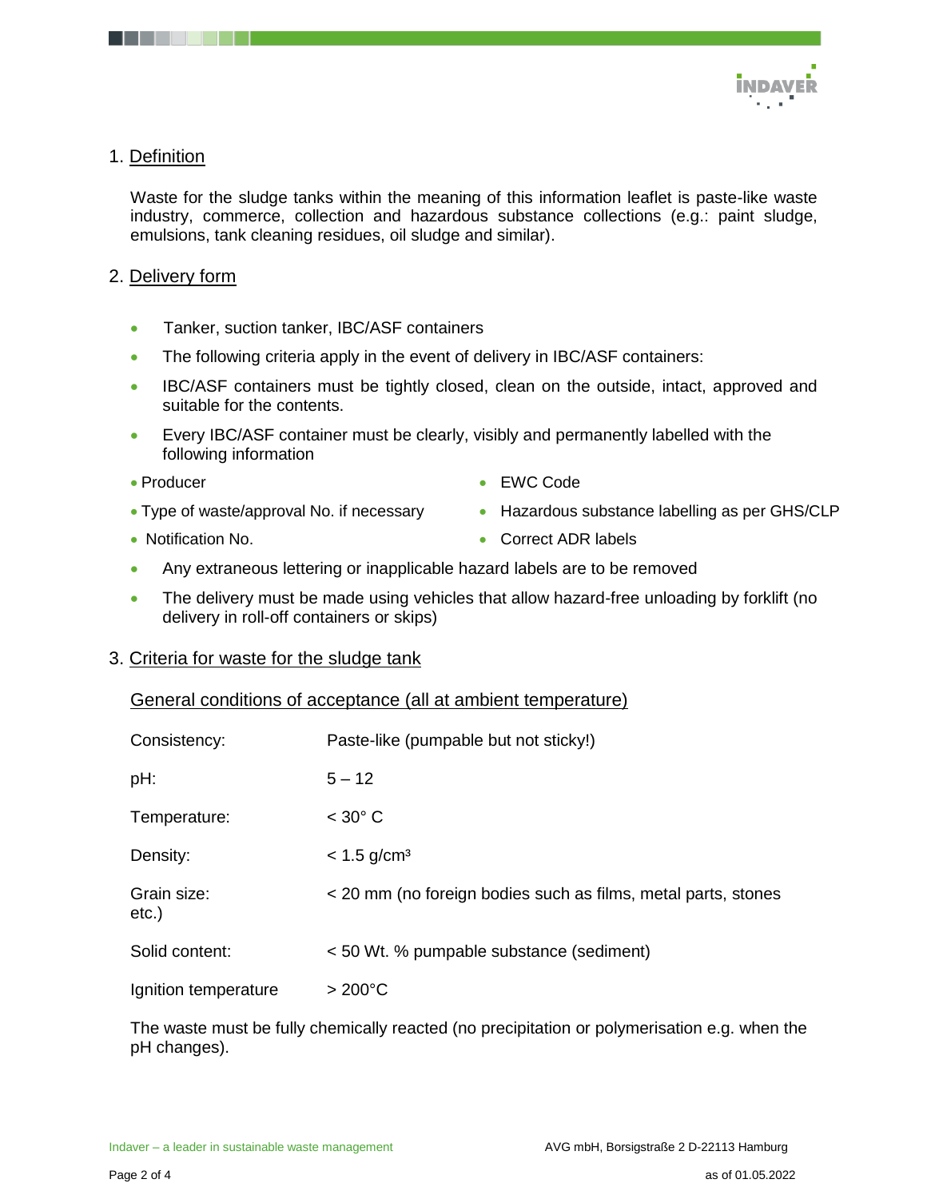## 1. Definition

Waste for the sludge tanks within the meaning of this information leaflet is paste-like waste industry, commerce, collection and hazardous substance collections (e.g.: paint sludge, emulsions, tank cleaning residues, oil sludge and similar).

## 2. Delivery form

- Tanker, suction tanker, IBC/ASF containers
- The following criteria apply in the event of delivery in IBC/ASF containers:
- IBC/ASF containers must be tightly closed, clean on the outside, intact, approved and suitable for the contents.
- Every IBC/ASF container must be clearly, visibly and permanently labelled with the following information
  - Producer
  - Type of waste/approval No. if necessary
  - Notification No.
  - EWC Code
  - Hazardous substance labelling as per GHS/CLP
  - Correct ADR labels
- Any extraneous lettering or inapplicable hazard labels are to be removed
- The delivery must be made using vehicles that allow hazard-free unloading by forklift (no delivery in roll-off containers or skips)

## 3. Criteria for waste for the sludge tank

### General conditions of acceptance (all at ambient temperature)

| | |
|---|---|
| Consistency: | Paste-like (pumpable but not sticky!) |
| pH: | 5 – 12 |
| Temperature: | < 30° C |
| Density: | < 1.5 g/cm³ |
| Grain size: | < 20 mm (no foreign bodies such as films, metal parts, stones etc.) |
| Solid content: | < 50 Wt. % pumpable substance (sediment) |
| Ignition temperature | > 200°C |

The waste must be fully chemically reacted (no precipitation or polymerisation e.g. when the pH changes).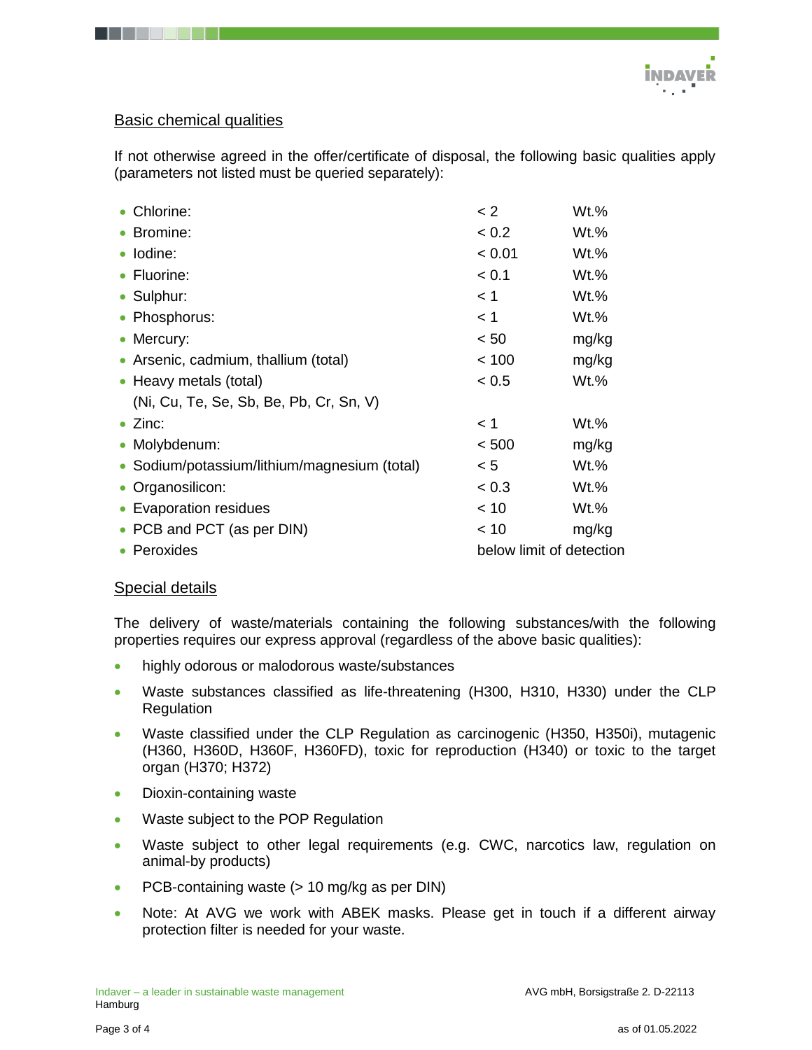## Basic chemical qualities

If not otherwise agreed in the offer/certificate of disposal, the following basic qualities apply (parameters not listed must be queried separately):

- Chlorine: < 2 Wt.%
- Bromine: < 0.2 Wt.%
- Iodine: < 0.01 Wt.%
- Fluorine: < 0.1 Wt.%
- Sulphur: < 1 Wt.%
- Phosphorus: < 1 Wt.%
- Mercury: < 50 mg/kg
- Arsenic, cadmium, thallium (total) < 100 mg/kg
- Heavy metals (total) < 0.5 Wt.%
  (Ni, Cu, Te, Se, Sb, Be, Pb, Cr, Sn, V)
- Zinc: < 1 Wt.%
- Molybdenum: < 500 mg/kg
- Sodium/potassium/lithium/magnesium (total) < 5 Wt.%
- Organosilicon: < 0.3 Wt.%
- Evaporation residues < 10 Wt.%
- PCB and PCT (as per DIN) < 10 mg/kg
- Peroxides below limit of detection

## Special details

The delivery of waste/materials containing the following substances/with the following properties requires our express approval (regardless of the above basic qualities):

- highly odorous or malodorous waste/substances
- Waste substances classified as life-threatening (H300, H310, H330) under the CLP Regulation
- Waste classified under the CLP Regulation as carcinogenic (H350, H350i), mutagenic (H360, H360D, H360F, H360FD), toxic for reproduction (H340) or toxic to the target organ (H370; H372)
- Dioxin-containing waste
- Waste subject to the POP Regulation
- Waste subject to other legal requirements (e.g. CWC, narcotics law, regulation on animal-by products)
- PCB-containing waste (> 10 mg/kg as per DIN)
- Note: At AVG we work with ABEK masks. Please get in touch if a different airway protection filter is needed for your waste.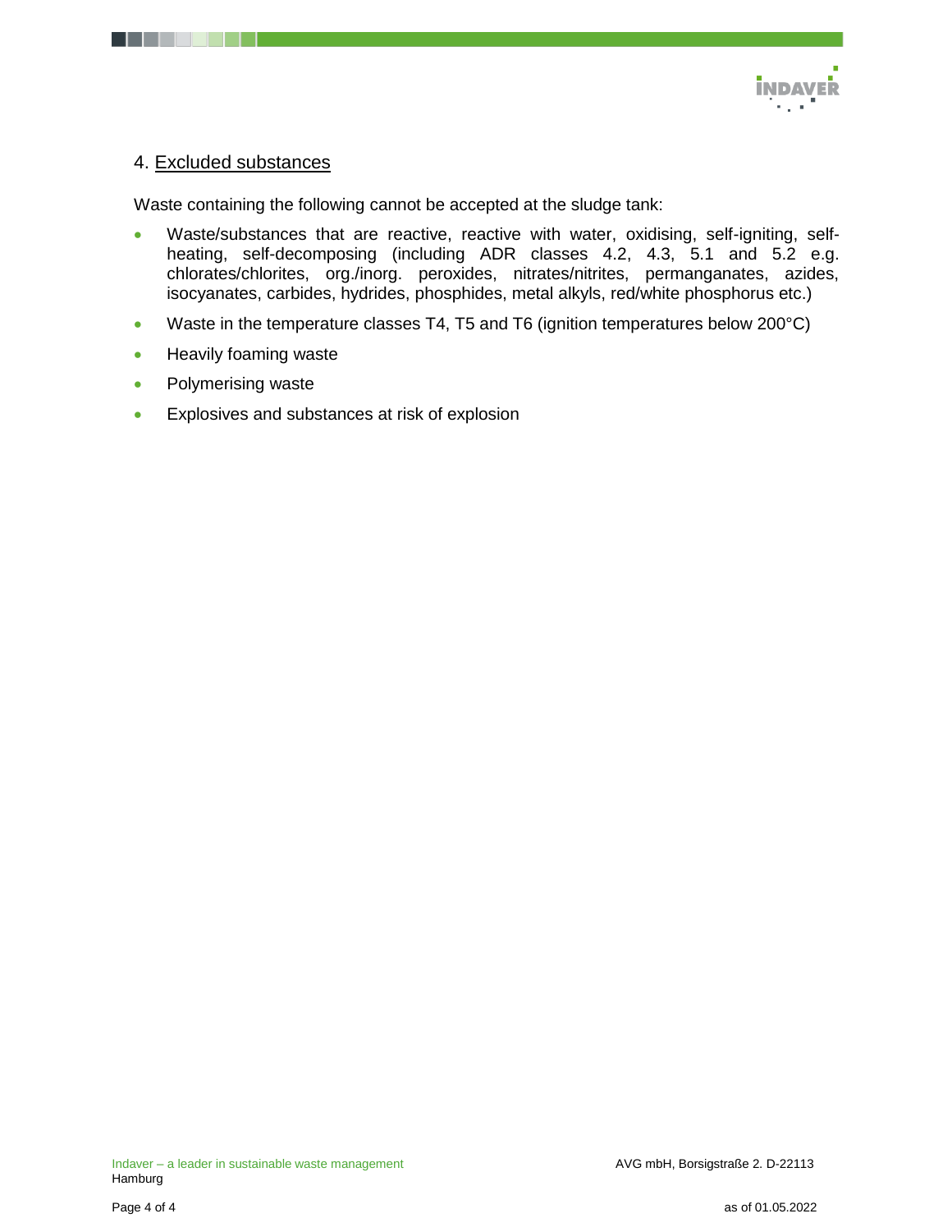## 4. Excluded substances

Waste containing the following cannot be accepted at the sludge tank:

- Waste/substances that are reactive, reactive with water, oxidising, self-igniting, self-heating, self-decomposing (including ADR classes 4.2, 4.3, 5.1 and 5.2 e.g. chlorates/chlorites, org./inorg. peroxides, nitrates/nitrites, permanganates, azides, isocyanates, carbides, hydrides, phosphides, metal alkyls, red/white phosphorus etc.)
- Waste in the temperature classes T4, T5 and T6 (ignition temperatures below 200°C)
- Heavily foaming waste
- Polymerising waste
- Explosives and substances at risk of explosion